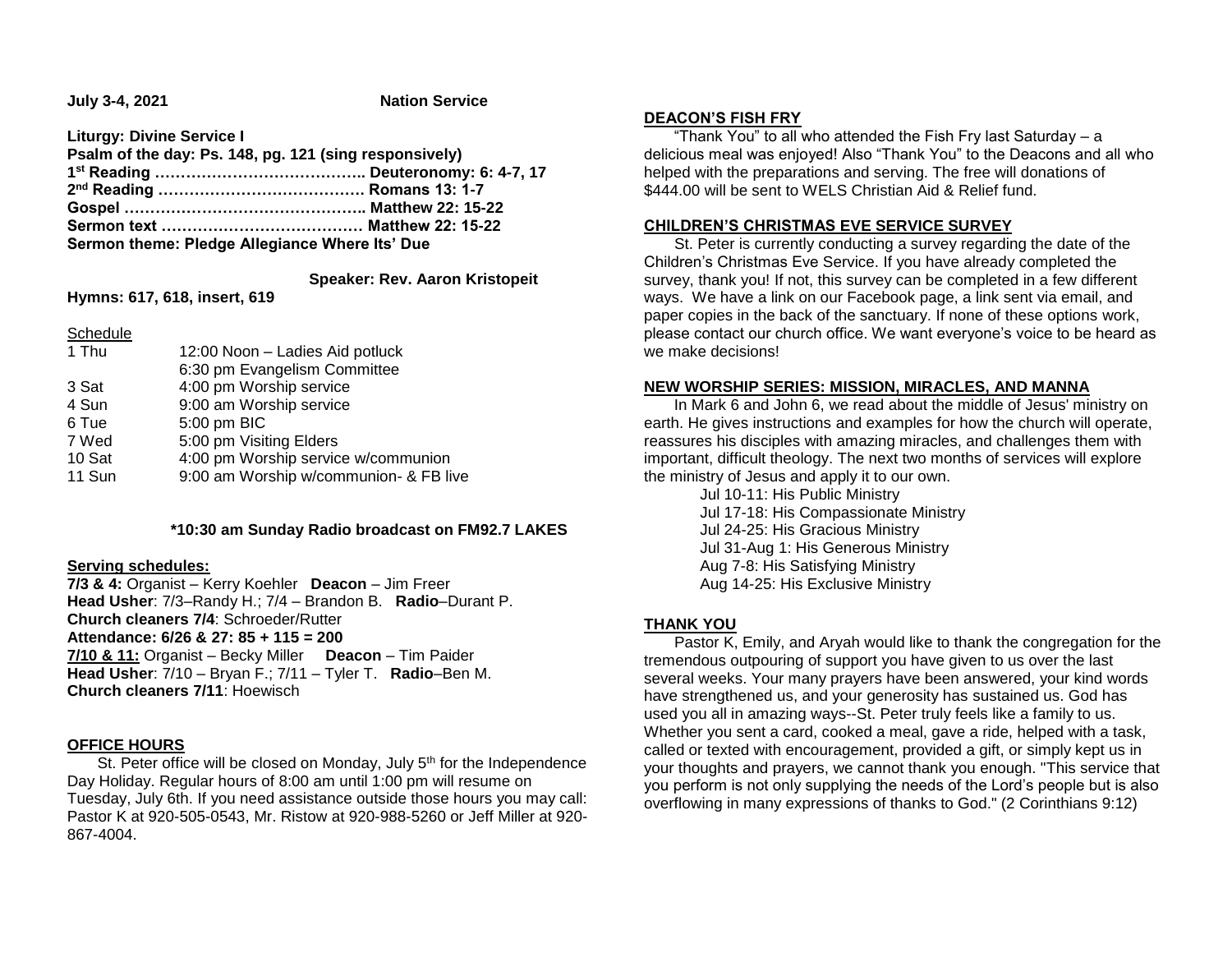**July 3-4, 2021** **Nation Service**

**Liturgy: Divine Service I**
**Psalm of the day: Ps. 148, pg. 121 (sing responsively)**
**1st Reading ………………………………….. Deuteronomy: 6: 4-7, 17**
**2nd Reading …………………………………. Romans 13: 1-7**
**Gospel ……………………………………….. Matthew 22: 15-22**
**Sermon text ………………………………… Matthew 22: 15-22**
**Sermon theme: Pledge Allegiance Where Its' Due**

**Speaker: Rev. Aaron Kristopeit**

**Hymns: 617, 618, insert, 619**

Schedule

| | |
|---|---|
| 1 Thu | 12:00 Noon – Ladies Aid potluck |
| | 6:30 pm Evangelism Committee |
| 3 Sat | 4:00 pm Worship service |
| 4 Sun | 9:00 am Worship service |
| 6 Tue | 5:00 pm BIC |
| 7 Wed | 5:00 pm Visiting Elders |
| 10 Sat | 4:00 pm Worship service w/communion |
| 11 Sun | 9:00 am Worship w/communion- & FB live |

**\*10:30 am Sunday Radio broadcast on FM92.7 LAKES**

**Serving schedules:**
**7/3 & 4:** Organist – Kerry Koehler **Deacon** – Jim Freer
**Head Usher**: 7/3–Randy H.; 7/4 – Brandon B. **Radio**–Durant P.
**Church cleaners 7/4**: Schroeder/Rutter
**Attendance: 6/26 & 27: 85 + 115 = 200**
**7/10 & 11:** Organist – Becky Miller **Deacon** – Tim Paider
**Head Usher**: 7/10 – Bryan F.; 7/11 – Tyler T. **Radio**–Ben M.
**Church cleaners 7/11**: Hoewisch

## OFFICE HOURS

St. Peter office will be closed on Monday, July 5th for the Independence Day Holiday. Regular hours of 8:00 am until 1:00 pm will resume on Tuesday, July 6th. If you need assistance outside those hours you may call: Pastor K at 920-505-0543, Mr. Ristow at 920-988-5260 or Jeff Miller at 920-867-4004.

## DEACON'S FISH FRY

"Thank You" to all who attended the Fish Fry last Saturday – a delicious meal was enjoyed! Also "Thank You" to the Deacons and all who helped with the preparations and serving. The free will donations of $444.00 will be sent to WELS Christian Aid & Relief fund.

## CHILDREN'S CHRISTMAS EVE SERVICE SURVEY

St. Peter is currently conducting a survey regarding the date of the Children's Christmas Eve Service. If you have already completed the survey, thank you! If not, this survey can be completed in a few different ways. We have a link on our Facebook page, a link sent via email, and paper copies in the back of the sanctuary. If none of these options work, please contact our church office. We want everyone's voice to be heard as we make decisions!

## NEW WORSHIP SERIES: MISSION, MIRACLES, AND MANNA

In Mark 6 and John 6, we read about the middle of Jesus' ministry on earth. He gives instructions and examples for how the church will operate, reassures his disciples with amazing miracles, and challenges them with important, difficult theology. The next two months of services will explore the ministry of Jesus and apply it to our own.

Jul 10-11: His Public Ministry
Jul 17-18: His Compassionate Ministry
Jul 24-25: His Gracious Ministry
Jul 31-Aug 1: His Generous Ministry
Aug 7-8: His Satisfying Ministry
Aug 14-25: His Exclusive Ministry

## THANK YOU

Pastor K, Emily, and Aryah would like to thank the congregation for the tremendous outpouring of support you have given to us over the last several weeks. Your many prayers have been answered, your kind words have strengthened us, and your generosity has sustained us. God has used you all in amazing ways--St. Peter truly feels like a family to us. Whether you sent a card, cooked a meal, gave a ride, helped with a task, called or texted with encouragement, provided a gift, or simply kept us in your thoughts and prayers, we cannot thank you enough. "This service that you perform is not only supplying the needs of the Lord's people but is also overflowing in many expressions of thanks to God." (2 Corinthians 9:12)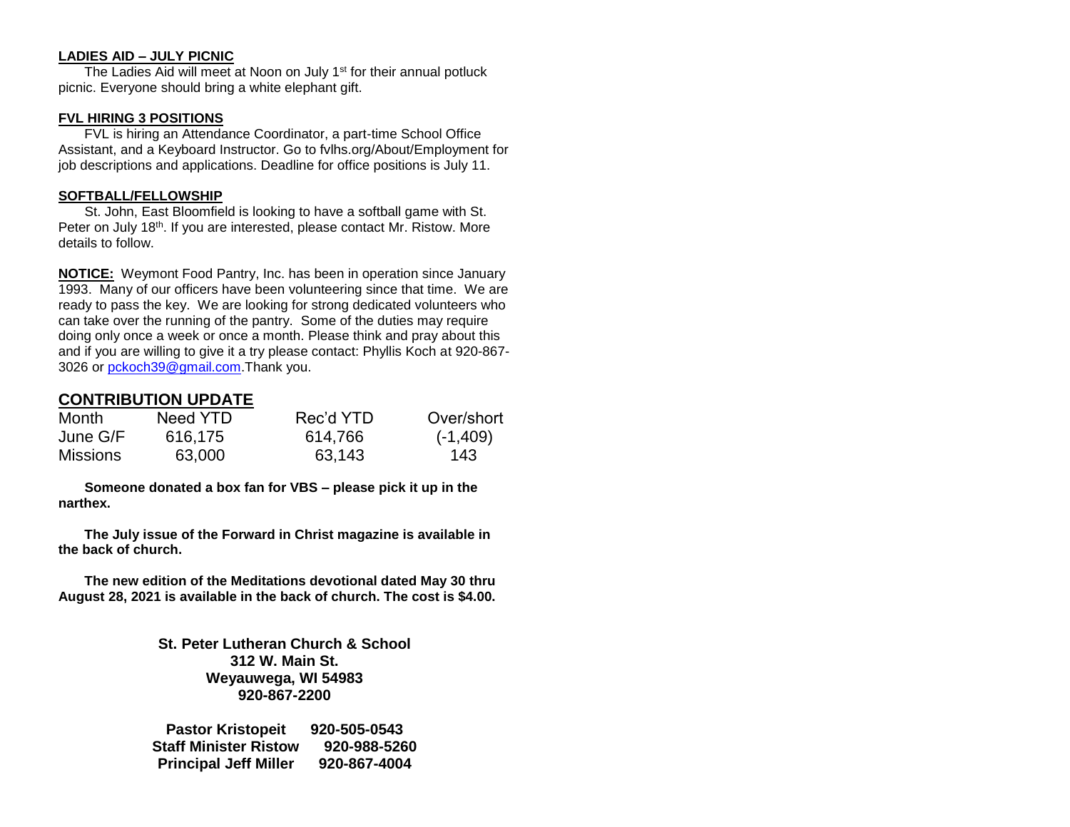**LADIES AID – JULY PICNIC**

The Ladies Aid will meet at Noon on July 1st for their annual potluck picnic. Everyone should bring a white elephant gift.

**FVL HIRING 3 POSITIONS**

FVL is hiring an Attendance Coordinator, a part-time School Office Assistant, and a Keyboard Instructor. Go to fvlhs.org/About/Employment for job descriptions and applications. Deadline for office positions is July 11.

**SOFTBALL/FELLOWSHIP**

St. John, East Bloomfield is looking to have a softball game with St. Peter on July 18th. If you are interested, please contact Mr. Ristow. More details to follow.

**NOTICE:** Weymont Food Pantry, Inc. has been in operation since January 1993. Many of our officers have been volunteering since that time. We are ready to pass the key. We are looking for strong dedicated volunteers who can take over the running of the pantry. Some of the duties may require doing only once a week or once a month. Please think and pray about this and if you are willing to give it a try please contact: Phyllis Koch at 920-867-3026 or pckoch39@gmail.com.Thank you.

## CONTRIBUTION UPDATE

| Month | Need YTD | Rec'd YTD | Over/short |
|---|---|---|---|
| June G/F | 616,175 | 614,766 | (-1,409) |
| Missions | 63,000 | 63,143 | 143 |

**Someone donated a box fan for VBS – please pick it up in the narthex.**

**The July issue of the Forward in Christ magazine is available in the back of church.**

**The new edition of the Meditations devotional dated May 30 thru August 28, 2021 is available in the back of church. The cost is $4.00.**

**St. Peter Lutheran Church & School**
**312 W. Main St.**
**Weyauwega, WI 54983**
**920-867-2200**

**Pastor Kristopeit 920-505-0543**
**Staff Minister Ristow 920-988-5260**
**Principal Jeff Miller 920-867-4004**